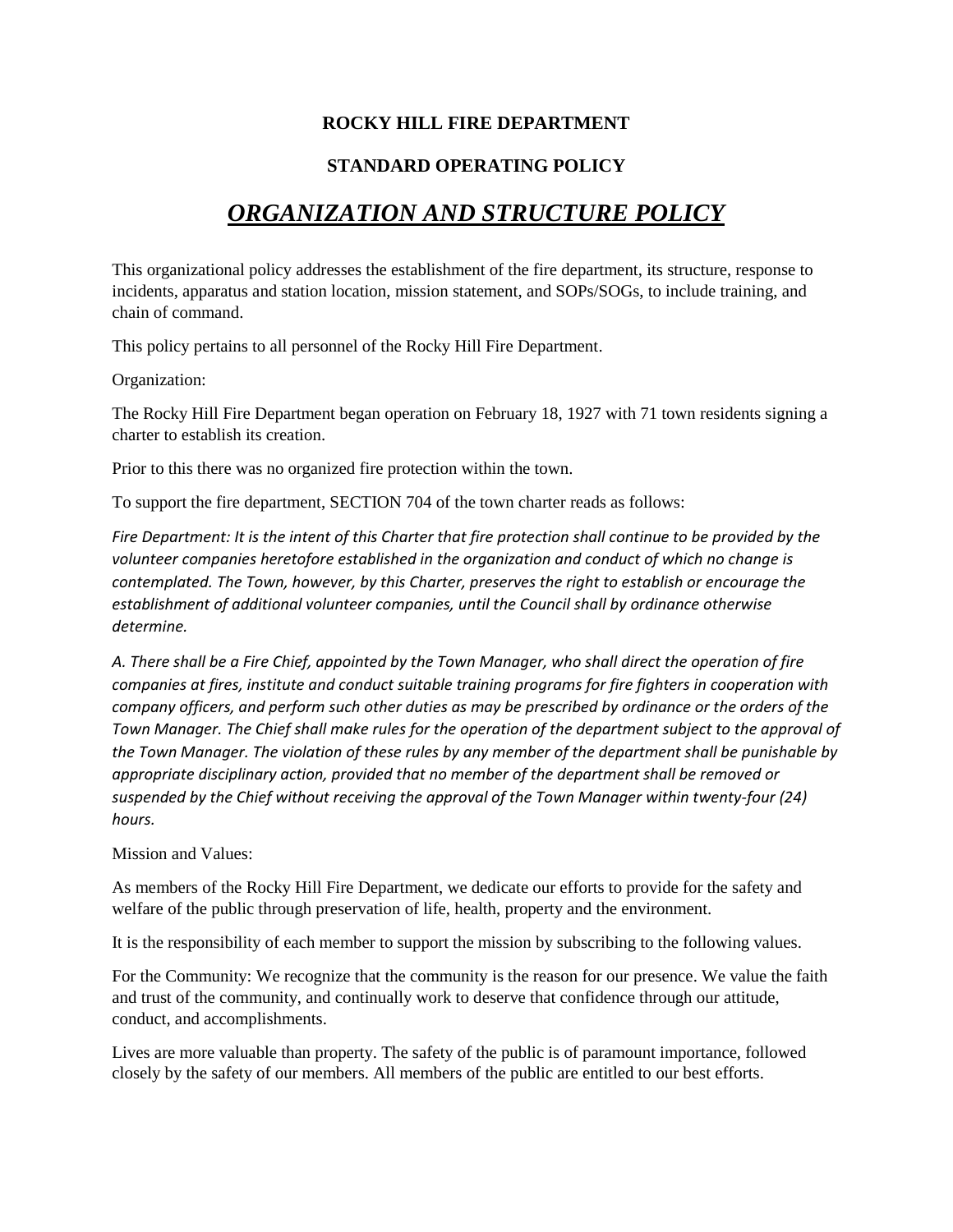**ROCKY HILL FIRE DEPARTMENT**

**STANDARD OPERATING POLICY**

# ***ORGANIZATION AND STRUCTURE POLICY***

This organizational policy addresses the establishment of the fire department, its structure, response to incidents, apparatus and station location, mission statement, and SOPs/SOGs, to include training, and chain of command.

This policy pertains to all personnel of the Rocky Hill Fire Department.

Organization:

The Rocky Hill Fire Department began operation on February 18, 1927 with 71 town residents signing a charter to establish its creation.

Prior to this there was no organized fire protection within the town.

To support the fire department, SECTION 704 of the town charter reads as follows:

*Fire Department: It is the intent of this Charter that fire protection shall continue to be provided by the volunteer companies heretofore established in the organization and conduct of which no change is contemplated. The Town, however, by this Charter, preserves the right to establish or encourage the establishment of additional volunteer companies, until the Council shall by ordinance otherwise determine.*

*A. There shall be a Fire Chief, appointed by the Town Manager, who shall direct the operation of fire companies at fires, institute and conduct suitable training programs for fire fighters in cooperation with company officers, and perform such other duties as may be prescribed by ordinance or the orders of the Town Manager. The Chief shall make rules for the operation of the department subject to the approval of the Town Manager. The violation of these rules by any member of the department shall be punishable by appropriate disciplinary action, provided that no member of the department shall be removed or suspended by the Chief without receiving the approval of the Town Manager within twenty-four (24) hours.*

Mission and Values:

As members of the Rocky Hill Fire Department, we dedicate our efforts to provide for the safety and welfare of the public through preservation of life, health, property and the environment.

It is the responsibility of each member to support the mission by subscribing to the following values.

For the Community: We recognize that the community is the reason for our presence. We value the faith and trust of the community, and continually work to deserve that confidence through our attitude, conduct, and accomplishments.

Lives are more valuable than property. The safety of the public is of paramount importance, followed closely by the safety of our members. All members of the public are entitled to our best efforts.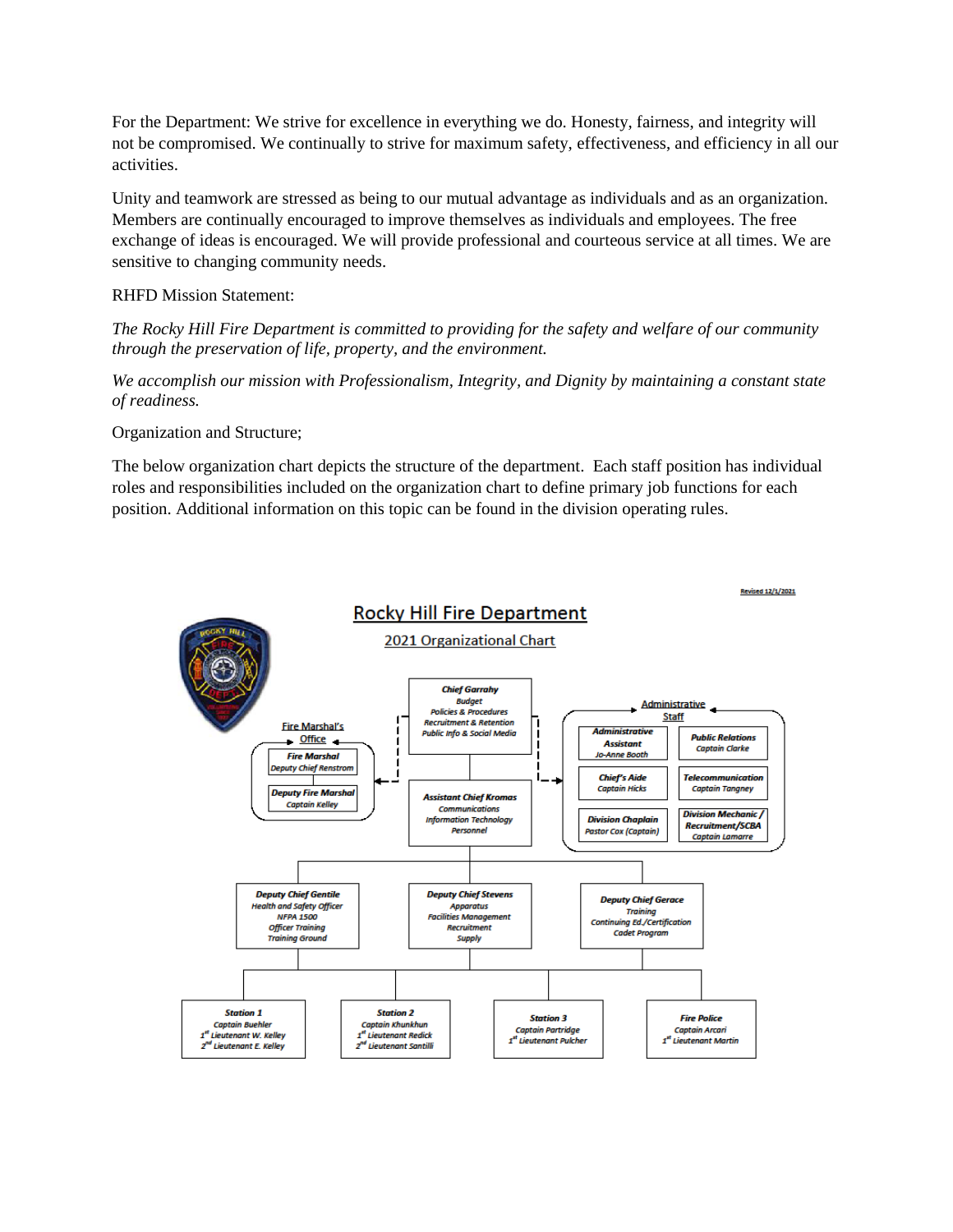For the Department: We strive for excellence in everything we do. Honesty, fairness, and integrity will not be compromised. We continually to strive for maximum safety, effectiveness, and efficiency in all our activities.

Unity and teamwork are stressed as being to our mutual advantage as individuals and as an organization. Members are continually encouraged to improve themselves as individuals and employees. The free exchange of ideas is encouraged. We will provide professional and courteous service at all times. We are sensitive to changing community needs.

RHFD Mission Statement:

*The Rocky Hill Fire Department is committed to providing for the safety and welfare of our community through the preservation of life, property, and the environment.*

*We accomplish our mission with Professionalism, Integrity, and Dignity by maintaining a constant state of readiness.*

Organization and Structure;

The below organization chart depicts the structure of the department. Each staff position has individual roles and responsibilities included on the organization chart to define primary job functions for each position. Additional information on this topic can be found in the division operating rules.

Revised 12/1/2021

# Rocky Hill Fire Department

## 2021 Organizational Chart

**Chief Garrahy**
Budget
Policies & Procedures
Recruitment & Retention
Public Info & Social Media

**Fire Marshal's Office**
- **Fire Marshal** – Deputy Chief Renstrom
- **Deputy Fire Marshal** – Captain Kelley

**Administrative Staff**
- **Administrative Assistant** – Jo-Anne Booth
- **Public Relations** – Captain Clarke
- **Chief's Aide** – Captain Hicks
- **Telecommunication** – Captain Tangney
- **Division Chaplain** – Pastor Cox (Captain)
- **Division Mechanic / Recruitment/SCBA** – Captain Lamarre

**Assistant Chief Kromas**
Communications
Information Technology
Personnel

**Deputy Chief Gentile**
Health and Safety Officer
NFPA 1500
Officer Training
Training Ground

**Deputy Chief Stevens**
Apparatus
Facilities Management
Recruitment
Supply

**Deputy Chief Gerace**
Training
Continuing Ed./Certification
Cadet Program

**Station 1**
Captain Buehler
1st Lieutenant W. Kelley
2nd Lieutenant E. Kelley

**Station 2**
Captain Khunkhun
1st Lieutenant Redick
2nd Lieutenant Santilli

**Station 3**
Captain Partridge
1st Lieutenant Pulcher

**Fire Police**
Captain Arcari
1st Lieutenant Martin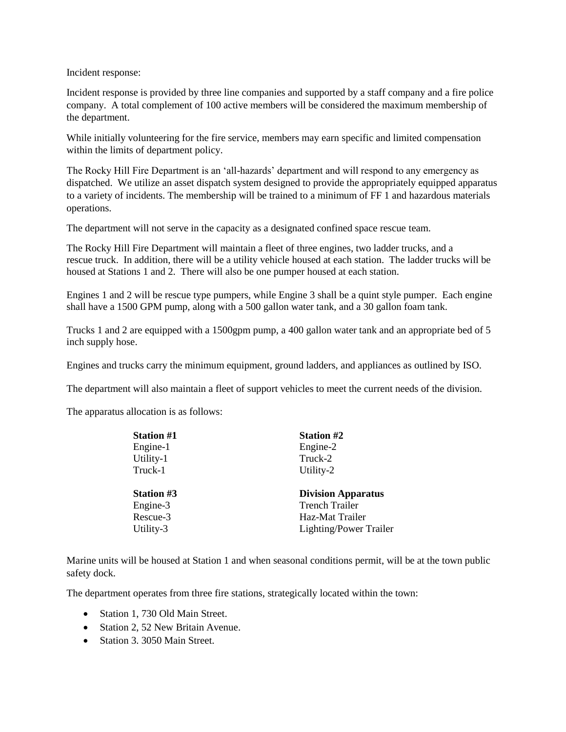Incident response:

Incident response is provided by three line companies and supported by a staff company and a fire police company. A total complement of 100 active members will be considered the maximum membership of the department.

While initially volunteering for the fire service, members may earn specific and limited compensation within the limits of department policy.

The Rocky Hill Fire Department is an 'all-hazards' department and will respond to any emergency as dispatched. We utilize an asset dispatch system designed to provide the appropriately equipped apparatus to a variety of incidents. The membership will be trained to a minimum of FF 1 and hazardous materials operations.

The department will not serve in the capacity as a designated confined space rescue team.

The Rocky Hill Fire Department will maintain a fleet of three engines, two ladder trucks, and a rescue truck. In addition, there will be a utility vehicle housed at each station. The ladder trucks will be housed at Stations 1 and 2. There will also be one pumper housed at each station.

Engines 1 and 2 will be rescue type pumpers, while Engine 3 shall be a quint style pumper. Each engine shall have a 1500 GPM pump, along with a 500 gallon water tank, and a 30 gallon foam tank.

Trucks 1 and 2 are equipped with a 1500gpm pump, a 400 gallon water tank and an appropriate bed of 5 inch supply hose.

Engines and trucks carry the minimum equipment, ground ladders, and appliances as outlined by ISO.

The department will also maintain a fleet of support vehicles to meet the current needs of the division.

The apparatus allocation is as follows:

| **Station #1** | **Station #2** |
|---|---|
| Engine-1 | Engine-2 |
| Utility-1 | Truck-2 |
| Truck-1 | Utility-2 |
| **Station #3** | **Division Apparatus** |
| Engine-3 | Trench Trailer |
| Rescue-3 | Haz-Mat Trailer |
| Utility-3 | Lighting/Power Trailer |

Marine units will be housed at Station 1 and when seasonal conditions permit, will be at the town public safety dock.

The department operates from three fire stations, strategically located within the town:

- Station 1, 730 Old Main Street.
- Station 2, 52 New Britain Avenue.
- Station 3. 3050 Main Street.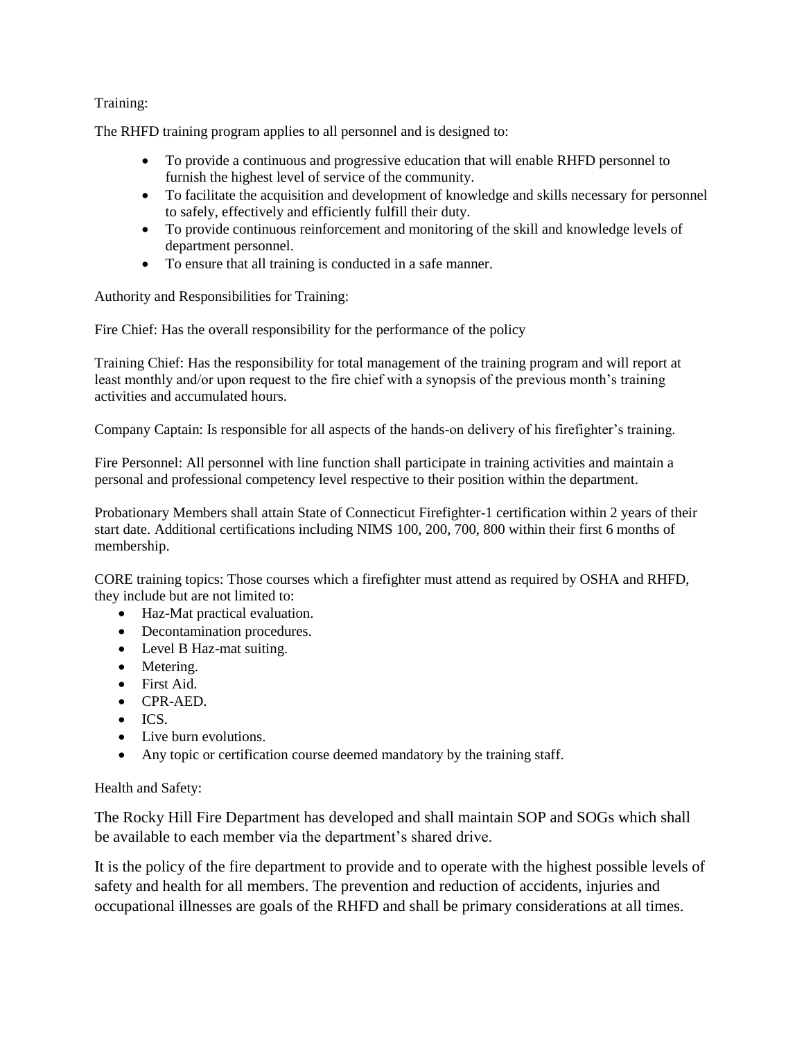Training:

The RHFD training program applies to all personnel and is designed to:

- To provide a continuous and progressive education that will enable RHFD personnel to furnish the highest level of service of the community.
- To facilitate the acquisition and development of knowledge and skills necessary for personnel to safely, effectively and efficiently fulfill their duty.
- To provide continuous reinforcement and monitoring of the skill and knowledge levels of department personnel.
- To ensure that all training is conducted in a safe manner.

Authority and Responsibilities for Training:

Fire Chief: Has the overall responsibility for the performance of the policy

Training Chief: Has the responsibility for total management of the training program and will report at least monthly and/or upon request to the fire chief with a synopsis of the previous month's training activities and accumulated hours.

Company Captain: Is responsible for all aspects of the hands-on delivery of his firefighter's training.

Fire Personnel: All personnel with line function shall participate in training activities and maintain a personal and professional competency level respective to their position within the department.

Probationary Members shall attain State of Connecticut Firefighter-1 certification within 2 years of their start date. Additional certifications including NIMS 100, 200, 700, 800 within their first 6 months of membership.

CORE training topics: Those courses which a firefighter must attend as required by OSHA and RHFD, they include but are not limited to:

- Haz-Mat practical evaluation.
- Decontamination procedures.
- Level B Haz-mat suiting.
- Metering.
- First Aid.
- CPR-AED.
- ICS.
- Live burn evolutions.
- Any topic or certification course deemed mandatory by the training staff.

Health and Safety:

The Rocky Hill Fire Department has developed and shall maintain SOP and SOGs which shall be available to each member via the department's shared drive.

It is the policy of the fire department to provide and to operate with the highest possible levels of safety and health for all members. The prevention and reduction of accidents, injuries and occupational illnesses are goals of the RHFD and shall be primary considerations at all times.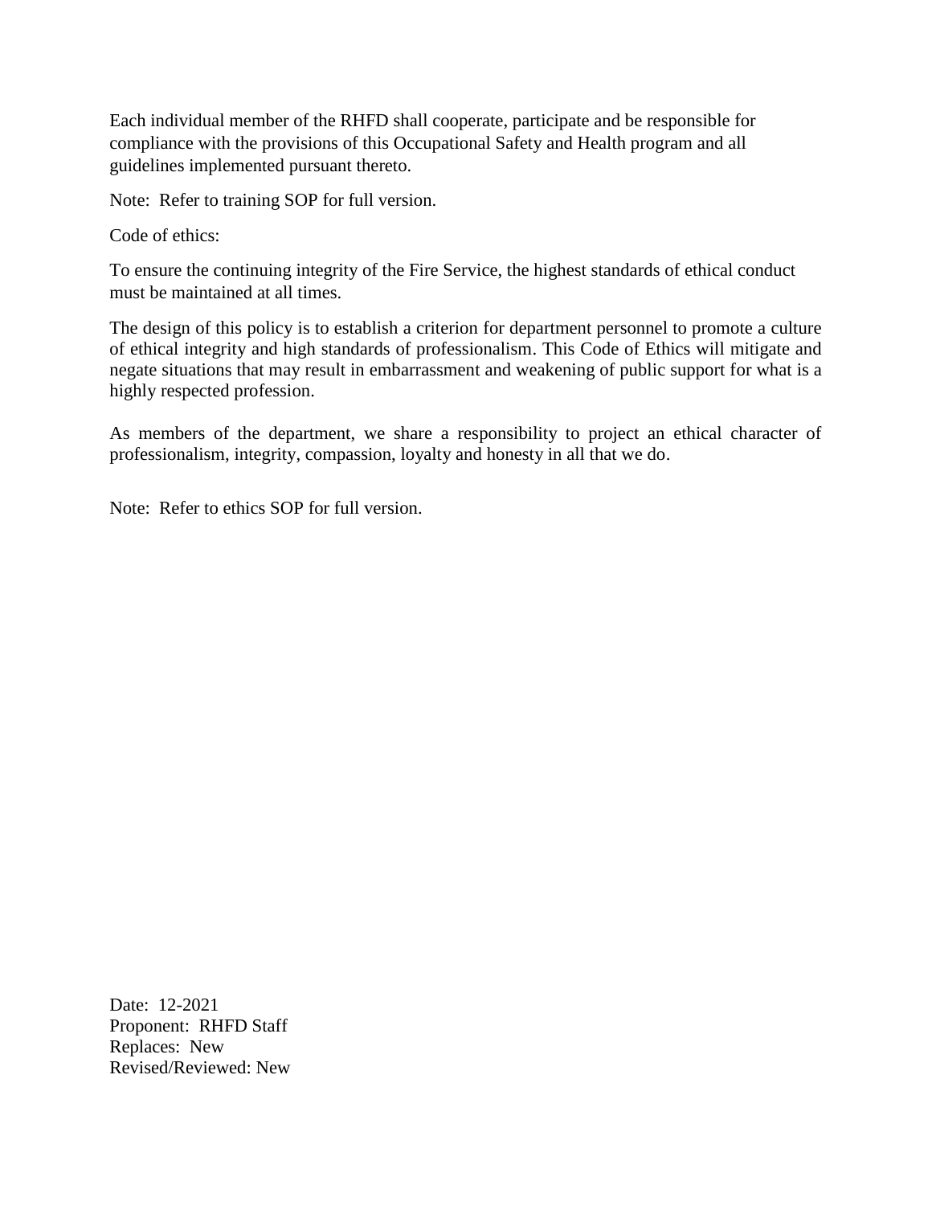Each individual member of the RHFD shall cooperate, participate and be responsible for compliance with the provisions of this Occupational Safety and Health program and all guidelines implemented pursuant thereto.

Note: Refer to training SOP for full version.

Code of ethics:

To ensure the continuing integrity of the Fire Service, the highest standards of ethical conduct must be maintained at all times.

The design of this policy is to establish a criterion for department personnel to promote a culture of ethical integrity and high standards of professionalism. This Code of Ethics will mitigate and negate situations that may result in embarrassment and weakening of public support for what is a highly respected profession.

As members of the department, we share a responsibility to project an ethical character of professionalism, integrity, compassion, loyalty and honesty in all that we do.

Note: Refer to ethics SOP for full version.

Date: 12-2021
Proponent: RHFD Staff
Replaces: New
Revised/Reviewed: New